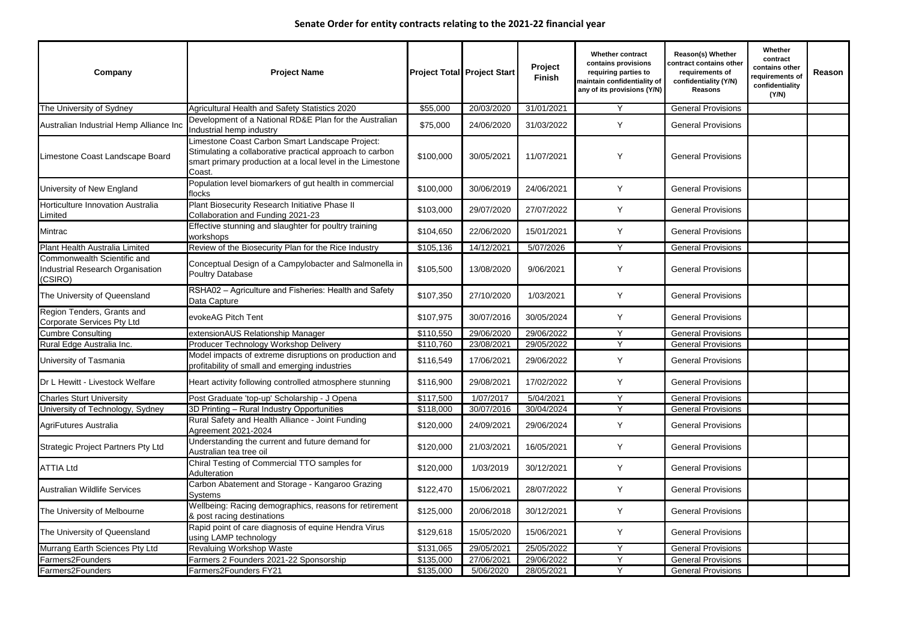## Senate Order for entity contracts relating to the 2021-22 financial year

| Company | Project Name | Project Total | Project Start | Project Finish | Whether contract contains provisions requiring parties to maintain confidentiality of any of its provisions (Y/N) | Reason(s) Whether contract contains other requirements of confidentiality (Y/N) Reasons | Whether contract contains other requirements of confidentiality (Y/N) | Reason |
|---|---|---|---|---|---|---|---|---|
| The University of Sydney | Agricultural Health and Safety Statistics 2020 | $55,000 | 20/03/2020 | 31/01/2021 | Y | General Provisions | | |
| Australian Industrial Hemp Alliance Inc | Development of a National RD&E Plan for the Australian Industrial hemp industry | $75,000 | 24/06/2020 | 31/03/2022 | Y | General Provisions | | |
| Limestone Coast Landscape Board | Limestone Coast Carbon Smart Landscape Project: Stimulating a collaborative practical approach to carbon smart primary production at a local level in the Limestone Coast. | $100,000 | 30/05/2021 | 11/07/2021 | Y | General Provisions | | |
| University of New England | Population level biomarkers of gut health in commercial flocks | $100,000 | 30/06/2019 | 24/06/2021 | Y | General Provisions | | |
| Horticulture Innovation Australia Limited | Plant Biosecurity Research Initiative Phase II Collaboration and Funding 2021-23 | $103,000 | 29/07/2020 | 27/07/2022 | Y | General Provisions | | |
| Mintrac | Effective stunning and slaughter for poultry training workshops | $104,650 | 22/06/2020 | 15/01/2021 | Y | General Provisions | | |
| Plant Health Australia Limited | Review of the Biosecurity Plan for the Rice Industry | $105,136 | 14/12/2021 | 5/07/2026 | Y | General Provisions | | |
| Commonwealth Scientific and Industrial Research Organisation (CSIRO) | Conceptual Design of a Campylobacter and Salmonella in Poultry Database | $105,500 | 13/08/2020 | 9/06/2021 | Y | General Provisions | | |
| The University of Queensland | RSHA02 – Agriculture and Fisheries: Health and Safety Data Capture | $107,350 | 27/10/2020 | 1/03/2021 | Y | General Provisions | | |
| Region Tenders, Grants and Corporate Services Pty Ltd | evokeAG Pitch Tent | $107,975 | 30/07/2016 | 30/05/2024 | Y | General Provisions | | |
| Cumbre Consulting | extensionAUS Relationship Manager | $110,550 | 29/06/2020 | 29/06/2022 | Y | General Provisions | | |
| Rural Edge Australia Inc. | Producer Technology Workshop Delivery | $110,760 | 23/08/2021 | 29/05/2022 | Y | General Provisions | | |
| University of Tasmania | Model impacts of extreme disruptions on production and profitability of small and emerging industries | $116,549 | 17/06/2021 | 29/06/2022 | Y | General Provisions | | |
| Dr L Hewitt - Livestock Welfare | Heart activity following controlled atmosphere stunning | $116,900 | 29/08/2021 | 17/02/2022 | Y | General Provisions | | |
| Charles Sturt University | Post Graduate 'top-up' Scholarship - J Opena | $117,500 | 1/07/2017 | 5/04/2021 | Y | General Provisions | | |
| University of Technology, Sydney | 3D Printing – Rural Industry Opportunities | $118,000 | 30/07/2016 | 30/04/2024 | Y | General Provisions | | |
| AgriFutures Australia | Rural Safety and Health Alliance - Joint Funding Agreement 2021-2024 | $120,000 | 24/09/2021 | 29/06/2024 | Y | General Provisions | | |
| Strategic Project Partners Pty Ltd | Understanding the current and future demand for Australian tea tree oil | $120,000 | 21/03/2021 | 16/05/2021 | Y | General Provisions | | |
| ATTIA Ltd | Chiral Testing of Commercial TTO samples for Adulteration | $120,000 | 1/03/2019 | 30/12/2021 | Y | General Provisions | | |
| Australian Wildlife Services | Carbon Abatement and Storage - Kangaroo Grazing Systems | $122,470 | 15/06/2021 | 28/07/2022 | Y | General Provisions | | |
| The University of Melbourne | Wellbeing: Racing demographics, reasons for retirement & post racing destinations | $125,000 | 20/06/2018 | 30/12/2021 | Y | General Provisions | | |
| The University of Queensland | Rapid point of care diagnosis of equine Hendra Virus using LAMP technology | $129,618 | 15/05/2020 | 15/06/2021 | Y | General Provisions | | |
| Murrang Earth Sciences Pty Ltd | Revaluing Workshop Waste | $131,065 | 29/05/2021 | 25/05/2022 | Y | General Provisions | | |
| Farmers2Founders | Farmers 2 Founders 2021-22 Sponsorship | $135,000 | 27/06/2021 | 29/06/2022 | Y | General Provisions | | |
| Farmers2Founders | Farmers2Founders FY21 | $135,000 | 5/06/2020 | 28/05/2021 | Y | General Provisions | | |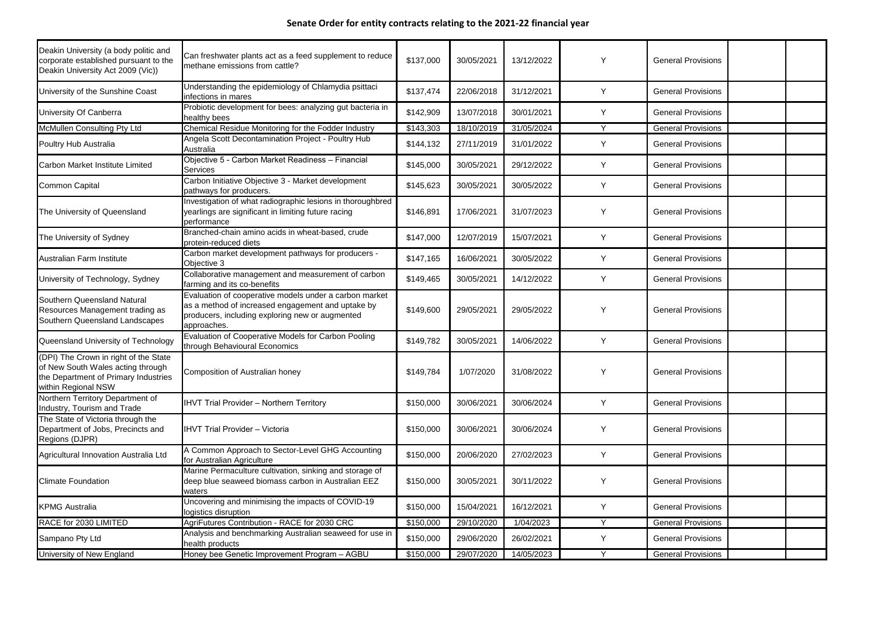## Senate Order for entity contracts relating to the 2021-22 financial year

| | | | | | | | | |
|---|---|---|---|---|---|---|---|---|
| Deakin University (a body politic and corporate established pursuant to the Deakin University Act 2009 (Vic)) | Can freshwater plants act as a feed supplement to reduce methane emissions from cattle? | $137,000 | 30/05/2021 | 13/12/2022 | Y | General Provisions | | |
| University of the Sunshine Coast | Understanding the epidemiology of Chlamydia psittaci infections in mares | $137,474 | 22/06/2018 | 31/12/2021 | Y | General Provisions | | |
| University Of Canberra | Probiotic development for bees: analyzing gut bacteria in healthy bees | $142,909 | 13/07/2018 | 30/01/2021 | Y | General Provisions | | |
| McMullen Consulting Pty Ltd | Chemical Residue Monitoring for the Fodder Industry | $143,303 | 18/10/2019 | 31/05/2024 | Y | General Provisions | | |
| Poultry Hub Australia | Angela Scott Decontamination Project - Poultry Hub Australia | $144,132 | 27/11/2019 | 31/01/2022 | Y | General Provisions | | |
| Carbon Market Institute Limited | Objective 5 - Carbon Market Readiness – Financial Services | $145,000 | 30/05/2021 | 29/12/2022 | Y | General Provisions | | |
| Common Capital | Carbon Initiative Objective 3 - Market development pathways for producers. | $145,623 | 30/05/2021 | 30/05/2022 | Y | General Provisions | | |
| The University of Queensland | Investigation of what radiographic lesions in thoroughbred yearlings are significant in limiting future racing performance | $146,891 | 17/06/2021 | 31/07/2023 | Y | General Provisions | | |
| The University of Sydney | Branched-chain amino acids in wheat-based, crude protein-reduced diets | $147,000 | 12/07/2019 | 15/07/2021 | Y | General Provisions | | |
| Australian Farm Institute | Carbon market development pathways for producers - Objective 3 | $147,165 | 16/06/2021 | 30/05/2022 | Y | General Provisions | | |
| University of Technology, Sydney | Collaborative management and measurement of carbon farming and its co-benefits | $149,465 | 30/05/2021 | 14/12/2022 | Y | General Provisions | | |
| Southern Queensland Natural Resources Management trading as Southern Queensland Landscapes | Evaluation of cooperative models under a carbon market as a method of increased engagement and uptake by producers, including exploring new or augmented approaches. | $149,600 | 29/05/2021 | 29/05/2022 | Y | General Provisions | | |
| Queensland University of Technology | Evaluation of Cooperative Models for Carbon Pooling through Behavioural Economics | $149,782 | 30/05/2021 | 14/06/2022 | Y | General Provisions | | |
| (DPI) The Crown in right of the State of New South Wales acting through the Department of Primary Industries within Regional NSW | Composition of Australian honey | $149,784 | 1/07/2020 | 31/08/2022 | Y | General Provisions | | |
| Northern Territory Department of Industry, Tourism and Trade | IHVT Trial Provider – Northern Territory | $150,000 | 30/06/2021 | 30/06/2024 | Y | General Provisions | | |
| The State of Victoria through the Department of Jobs, Precincts and Regions (DJPR) | IHVT Trial Provider – Victoria | $150,000 | 30/06/2021 | 30/06/2024 | Y | General Provisions | | |
| Agricultural Innovation Australia Ltd | A Common Approach to Sector-Level GHG Accounting for Australian Agriculture | $150,000 | 20/06/2020 | 27/02/2023 | Y | General Provisions | | |
| Climate Foundation | Marine Permaculture cultivation, sinking and storage of deep blue seaweed biomass carbon in Australian EEZ waters | $150,000 | 30/05/2021 | 30/11/2022 | Y | General Provisions | | |
| KPMG Australia | Uncovering and minimising the impacts of COVID-19 logistics disruption | $150,000 | 15/04/2021 | 16/12/2021 | Y | General Provisions | | |
| RACE for 2030 LIMITED | AgriFutures Contribution - RACE for 2030 CRC | $150,000 | 29/10/2020 | 1/04/2023 | Y | General Provisions | | |
| Sampano Pty Ltd | Analysis and benchmarking Australian seaweed for use in health products | $150,000 | 29/06/2020 | 26/02/2021 | Y | General Provisions | | |
| University of New England | Honey bee Genetic Improvement Program – AGBU | $150,000 | 29/07/2020 | 14/05/2023 | Y | General Provisions | | |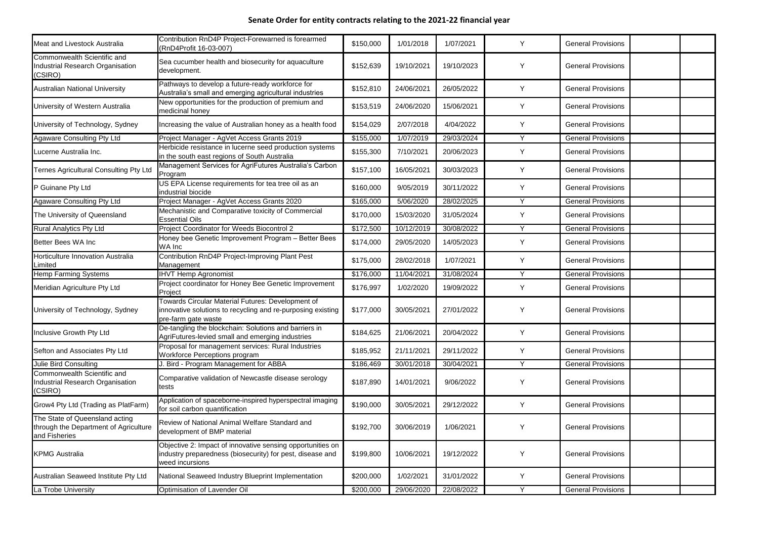## Senate Order for entity contracts relating to the 2021-22 financial year

| | | | | | | | | |
|---|---|---|---|---|---|---|---|---|
| Meat and Livestock Australia | Contribution RnD4P Project-Forewarned is forearmed (RnD4Profit 16-03-007) | $150,000 | 1/01/2018 | 1/07/2021 | Y | General Provisions | | |
| Commonwealth Scientific and Industrial Research Organisation (CSIRO) | Sea cucumber health and biosecurity for aquaculture development. | $152,639 | 19/10/2021 | 19/10/2023 | Y | General Provisions | | |
| Australian National University | Pathways to develop a future-ready workforce for Australia's small and emerging agricultural industries | $152,810 | 24/06/2021 | 26/05/2022 | Y | General Provisions | | |
| University of Western Australia | New opportunities for the production of premium and medicinal honey | $153,519 | 24/06/2020 | 15/06/2021 | Y | General Provisions | | |
| University of Technology, Sydney | Increasing the value of Australian honey as a health food | $154,029 | 2/07/2018 | 4/04/2022 | Y | General Provisions | | |
| Agaware Consulting Pty Ltd | Project Manager - AgVet Access Grants 2019 | $155,000 | 1/07/2019 | 29/03/2024 | Y | General Provisions | | |
| Lucerne Australia Inc. | Herbicide resistance in lucerne seed production systems in the south east regions of South Australia | $155,300 | 7/10/2021 | 20/06/2023 | Y | General Provisions | | |
| Ternes Agricultural Consulting Pty Ltd | Management Services for AgriFutures Australia's Carbon Program | $157,100 | 16/05/2021 | 30/03/2023 | Y | General Provisions | | |
| P Guinane Pty Ltd | US EPA License requirements for tea tree oil as an industrial biocide | $160,000 | 9/05/2019 | 30/11/2022 | Y | General Provisions | | |
| Agaware Consulting Pty Ltd | Project Manager - AgVet Access Grants 2020 | $165,000 | 5/06/2020 | 28/02/2025 | Y | General Provisions | | |
| The University of Queensland | Mechanistic and Comparative toxicity of Commercial Essential Oils | $170,000 | 15/03/2020 | 31/05/2024 | Y | General Provisions | | |
| Rural Analytics Pty Ltd | Project Coordinator for Weeds Biocontrol 2 | $172,500 | 10/12/2019 | 30/08/2022 | Y | General Provisions | | |
| Better Bees WA Inc | Honey bee Genetic Improvement Program – Better Bees WA Inc | $174,000 | 29/05/2020 | 14/05/2023 | Y | General Provisions | | |
| Horticulture Innovation Australia Limited | Contribution RnD4P Project-Improving Plant Pest Management | $175,000 | 28/02/2018 | 1/07/2021 | Y | General Provisions | | |
| Hemp Farming Systems | IHVT Hemp Agronomist | $176,000 | 11/04/2021 | 31/08/2024 | Y | General Provisions | | |
| Meridian Agriculture Pty Ltd | Project coordinator for Honey Bee Genetic Improvement Project | $176,997 | 1/02/2020 | 19/09/2022 | Y | General Provisions | | |
| University of Technology, Sydney | Towards Circular Material Futures: Development of innovative solutions to recycling and re-purposing existing pre-farm gate waste | $177,000 | 30/05/2021 | 27/01/2022 | Y | General Provisions | | |
| Inclusive Growth Pty Ltd | De-tangling the blockchain: Solutions and barriers in AgriFutures-levied small and emerging industries | $184,625 | 21/06/2021 | 20/04/2022 | Y | General Provisions | | |
| Sefton and Associates Pty Ltd | Proposal for management services: Rural Industries Workforce Perceptions program | $185,952 | 21/11/2021 | 29/11/2022 | Y | General Provisions | | |
| Julie Bird Consulting | J. Bird - Program Management for ABBA | $186,469 | 30/01/2018 | 30/04/2021 | Y | General Provisions | | |
| Commonwealth Scientific and Industrial Research Organisation (CSIRO) | Comparative validation of Newcastle disease serology tests | $187,890 | 14/01/2021 | 9/06/2022 | Y | General Provisions | | |
| Grow4 Pty Ltd (Trading as PlatFarm) | Application of spaceborne-inspired hyperspectral imaging for soil carbon quantification | $190,000 | 30/05/2021 | 29/12/2022 | Y | General Provisions | | |
| The State of Queensland acting through the Department of Agriculture and Fisheries | Review of National Animal Welfare Standard and development of BMP material | $192,700 | 30/06/2019 | 1/06/2021 | Y | General Provisions | | |
| KPMG Australia | Objective 2: Impact of innovative sensing opportunities on industry preparedness (biosecurity) for pest, disease and weed incursions | $199,800 | 10/06/2021 | 19/12/2022 | Y | General Provisions | | |
| Australian Seaweed Institute Pty Ltd | National Seaweed Industry Blueprint Implementation | $200,000 | 1/02/2021 | 31/01/2022 | Y | General Provisions | | |
| La Trobe University | Optimisation of Lavender Oil | $200,000 | 29/06/2020 | 22/08/2022 | Y | General Provisions | | |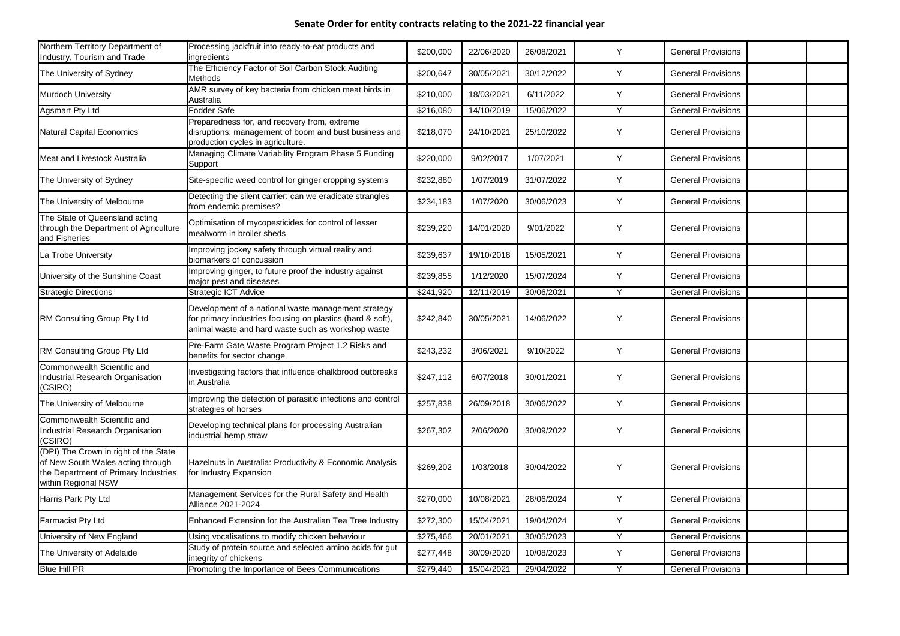**Senate Order for entity contracts relating to the 2021-22 financial year**

| | | | | | | | | |
|---|---|---|---|---|---|---|---|---|
| Northern Territory Department of Industry, Tourism and Trade | Processing jackfruit into ready-to-eat products and ingredients | $200,000 | 22/06/2020 | 26/08/2021 | Y | General Provisions | | |
| The University of Sydney | The Efficiency Factor of Soil Carbon Stock Auditing Methods | $200,647 | 30/05/2021 | 30/12/2022 | Y | General Provisions | | |
| Murdoch University | AMR survey of key bacteria from chicken meat birds in Australia | $210,000 | 18/03/2021 | 6/11/2022 | Y | General Provisions | | |
| Agsmart Pty Ltd | Fodder Safe | $216,080 | 14/10/2019 | 15/06/2022 | Y | General Provisions | | |
| Natural Capital Economics | Preparedness for, and recovery from, extreme disruptions: management of boom and bust business and production cycles in agriculture. | $218,070 | 24/10/2021 | 25/10/2022 | Y | General Provisions | | |
| Meat and Livestock Australia | Managing Climate Variability Program Phase 5 Funding Support | $220,000 | 9/02/2017 | 1/07/2021 | Y | General Provisions | | |
| The University of Sydney | Site-specific weed control for ginger cropping systems | $232,880 | 1/07/2019 | 31/07/2022 | Y | General Provisions | | |
| The University of Melbourne | Detecting the silent carrier: can we eradicate strangles from endemic premises? | $234,183 | 1/07/2020 | 30/06/2023 | Y | General Provisions | | |
| The State of Queensland acting through the Department of Agriculture and Fisheries | Optimisation of mycopesticides for control of lesser mealworm in broiler sheds | $239,220 | 14/01/2020 | 9/01/2022 | Y | General Provisions | | |
| La Trobe University | Improving jockey safety through virtual reality and biomarkers of concussion | $239,637 | 19/10/2018 | 15/05/2021 | Y | General Provisions | | |
| University of the Sunshine Coast | Improving ginger, to future proof the industry against major pest and diseases | $239,855 | 1/12/2020 | 15/07/2024 | Y | General Provisions | | |
| Strategic Directions | Strategic ICT Advice | $241,920 | 12/11/2019 | 30/06/2021 | Y | General Provisions | | |
| RM Consulting Group Pty Ltd | Development of a national waste management strategy for primary industries focusing on plastics (hard & soft), animal waste and hard waste such as workshop waste | $242,840 | 30/05/2021 | 14/06/2022 | Y | General Provisions | | |
| RM Consulting Group Pty Ltd | Pre-Farm Gate Waste Program Project 1.2 Risks and benefits for sector change | $243,232 | 3/06/2021 | 9/10/2022 | Y | General Provisions | | |
| Commonwealth Scientific and Industrial Research Organisation (CSIRO) | Investigating factors that influence chalkbrood outbreaks in Australia | $247,112 | 6/07/2018 | 30/01/2021 | Y | General Provisions | | |
| The University of Melbourne | Improving the detection of parasitic infections and control strategies of horses | $257,838 | 26/09/2018 | 30/06/2022 | Y | General Provisions | | |
| Commonwealth Scientific and Industrial Research Organisation (CSIRO) | Developing technical plans for processing Australian industrial hemp straw | $267,302 | 2/06/2020 | 30/09/2022 | Y | General Provisions | | |
| (DPI) The Crown in right of the State of New South Wales acting through the Department of Primary Industries within Regional NSW | Hazelnuts in Australia: Productivity & Economic Analysis for Industry Expansion | $269,202 | 1/03/2018 | 30/04/2022 | Y | General Provisions | | |
| Harris Park Pty Ltd | Management Services for the Rural Safety and Health Alliance 2021-2024 | $270,000 | 10/08/2021 | 28/06/2024 | Y | General Provisions | | |
| Farmacist Pty Ltd | Enhanced Extension for the Australian Tea Tree Industry | $272,300 | 15/04/2021 | 19/04/2024 | Y | General Provisions | | |
| University of New England | Using vocalisations to modify chicken behaviour | $275,466 | 20/01/2021 | 30/05/2023 | Y | General Provisions | | |
| The University of Adelaide | Study of protein source and selected amino acids for gut integrity of chickens | $277,448 | 30/09/2020 | 10/08/2023 | Y | General Provisions | | |
| Blue Hill PR | Promoting the Importance of Bees Communications | $279,440 | 15/04/2021 | 29/04/2022 | Y | General Provisions | | |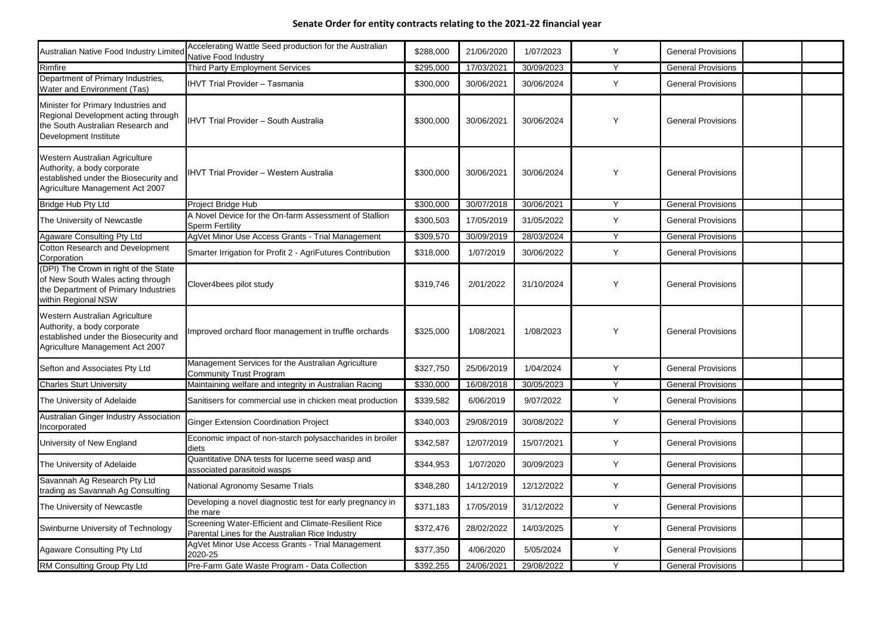## Senate Order for entity contracts relating to the 2021-22 financial year

| | | | | | | | | |
|---|---|---|---|---|---|---|---|---|
| Australian Native Food Industry Limited | Accelerating Wattle Seed production for the Australian Native Food Industry | $288,000 | 21/06/2020 | 1/07/2023 | Y | General Provisions | | |
| Rimfire | Third Party Employment Services | $295,000 | 17/03/2021 | 30/09/2023 | Y | General Provisions | | |
| Department of Primary Industries, Water and Environment (Tas) | IHVT Trial Provider – Tasmania | $300,000 | 30/06/2021 | 30/06/2024 | Y | General Provisions | | |
| Minister for Primary Industries and Regional Development acting through the South Australian Research and Development Institute | IHVT Trial Provider – South Australia | $300,000 | 30/06/2021 | 30/06/2024 | Y | General Provisions | | |
| Western Australian Agriculture Authority, a body corporate established under the Biosecurity and Agriculture Management Act 2007 | IHVT Trial Provider – Western Australia | $300,000 | 30/06/2021 | 30/06/2024 | Y | General Provisions | | |
| Bridge Hub Pty Ltd | Project Bridge Hub | $300,000 | 30/07/2018 | 30/06/2021 | Y | General Provisions | | |
| The University of Newcastle | A Novel Device for the On-farm Assessment of Stallion Sperm Fertility | $300,503 | 17/05/2019 | 31/05/2022 | Y | General Provisions | | |
| Agaware Consulting Pty Ltd | AgVet Minor Use Access Grants - Trial Management | $309,570 | 30/09/2019 | 28/03/2024 | Y | General Provisions | | |
| Cotton Research and Development Corporation | Smarter Irrigation for Profit 2 - AgriFutures Contribution | $318,000 | 1/07/2019 | 30/06/2022 | Y | General Provisions | | |
| (DPI) The Crown in right of the State of New South Wales acting through the Department of Primary Industries within Regional NSW | Clover4bees pilot study | $319,746 | 2/01/2022 | 31/10/2024 | Y | General Provisions | | |
| Western Australian Agriculture Authority, a body corporate established under the Biosecurity and Agriculture Management Act 2007 | Improved orchard floor management in truffle orchards | $325,000 | 1/08/2021 | 1/08/2023 | Y | General Provisions | | |
| Sefton and Associates Pty Ltd | Management Services for the Australian Agriculture Community Trust Program | $327,750 | 25/06/2019 | 1/04/2024 | Y | General Provisions | | |
| Charles Sturt University | Maintaining welfare and integrity in Australian Racing | $330,000 | 16/08/2018 | 30/05/2023 | Y | General Provisions | | |
| The University of Adelaide | Sanitisers for commercial use in chicken meat production | $339,582 | 6/06/2019 | 9/07/2022 | Y | General Provisions | | |
| Australian Ginger Industry Association Incorporated | Ginger Extension Coordination Project | $340,003 | 29/08/2019 | 30/08/2022 | Y | General Provisions | | |
| University of New England | Economic impact of non-starch polysaccharides in broiler diets | $342,587 | 12/07/2019 | 15/07/2021 | Y | General Provisions | | |
| The University of Adelaide | Quantitative DNA tests for lucerne seed wasp and associated parasitoid wasps | $344,953 | 1/07/2020 | 30/09/2023 | Y | General Provisions | | |
| Savannah Ag Research Pty Ltd trading as Savannah Ag Consulting | National Agronomy Sesame Trials | $348,280 | 14/12/2019 | 12/12/2022 | Y | General Provisions | | |
| The University of Newcastle | Developing a novel diagnostic test for early pregnancy in the mare | $371,183 | 17/05/2019 | 31/12/2022 | Y | General Provisions | | |
| Swinburne University of Technology | Screening Water-Efficient and Climate-Resilient Rice Parental Lines for the Australian Rice Industry | $372,476 | 28/02/2022 | 14/03/2025 | Y | General Provisions | | |
| Agaware Consulting Pty Ltd | AgVet Minor Use Access Grants - Trial Management 2020-25 | $377,350 | 4/06/2020 | 5/05/2024 | Y | General Provisions | | |
| RM Consulting Group Pty Ltd | Pre-Farm Gate Waste Program - Data Collection | $392,255 | 24/06/2021 | 29/08/2022 | Y | General Provisions | | |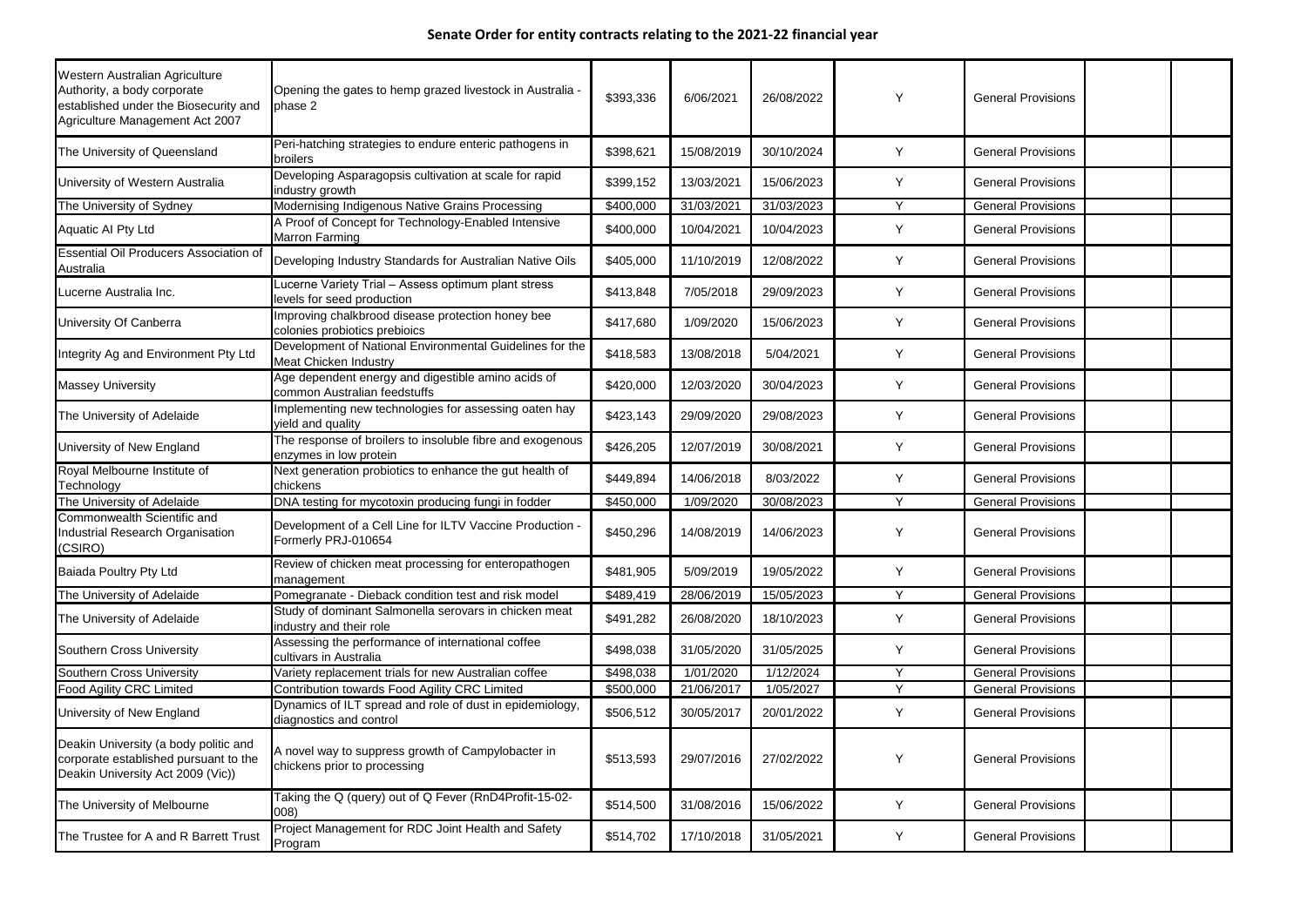## Senate Order for entity contracts relating to the 2021-22 financial year

| | | | | | | | | |
|---|---|---|---|---|---|---|---|---|
| Western Australian Agriculture Authority, a body corporate established under the Biosecurity and Agriculture Management Act 2007 | Opening the gates to hemp grazed livestock in Australia - phase 2 | $393,336 | 6/06/2021 | 26/08/2022 | Y | General Provisions | | |
| The University of Queensland | Peri-hatching strategies to endure enteric pathogens in broilers | $398,621 | 15/08/2019 | 30/10/2024 | Y | General Provisions | | |
| University of Western Australia | Developing Asparagopsis cultivation at scale for rapid industry growth | $399,152 | 13/03/2021 | 15/06/2023 | Y | General Provisions | | |
| The University of Sydney | Modernising Indigenous Native Grains Processing | $400,000 | 31/03/2021 | 31/03/2023 | Y | General Provisions | | |
| Aquatic AI Pty Ltd | A Proof of Concept for Technology-Enabled Intensive Marron Farming | $400,000 | 10/04/2021 | 10/04/2023 | Y | General Provisions | | |
| Essential Oil Producers Association of Australia | Developing Industry Standards for Australian Native Oils | $405,000 | 11/10/2019 | 12/08/2022 | Y | General Provisions | | |
| Lucerne Australia Inc. | Lucerne Variety Trial – Assess optimum plant stress levels for seed production | $413,848 | 7/05/2018 | 29/09/2023 | Y | General Provisions | | |
| University Of Canberra | Improving chalkbrood disease protection honey bee colonies probiotics prebioics | $417,680 | 1/09/2020 | 15/06/2023 | Y | General Provisions | | |
| Integrity Ag and Environment Pty Ltd | Development of National Environmental Guidelines for the Meat Chicken Industry | $418,583 | 13/08/2018 | 5/04/2021 | Y | General Provisions | | |
| Massey University | Age dependent energy and digestible amino acids of common Australian feedstuffs | $420,000 | 12/03/2020 | 30/04/2023 | Y | General Provisions | | |
| The University of Adelaide | Implementing new technologies for assessing oaten hay yield and quality | $423,143 | 29/09/2020 | 29/08/2023 | Y | General Provisions | | |
| University of New England | The response of broilers to insoluble fibre and exogenous enzymes in low protein | $426,205 | 12/07/2019 | 30/08/2021 | Y | General Provisions | | |
| Royal Melbourne Institute of Technology | Next generation probiotics to enhance the gut health of chickens | $449,894 | 14/06/2018 | 8/03/2022 | Y | General Provisions | | |
| The University of Adelaide | DNA testing for mycotoxin producing fungi in fodder | $450,000 | 1/09/2020 | 30/08/2023 | Y | General Provisions | | |
| Commonwealth Scientific and Industrial Research Organisation (CSIRO) | Development of a Cell Line for ILTV Vaccine Production - Formerly PRJ-010654 | $450,296 | 14/08/2019 | 14/06/2023 | Y | General Provisions | | |
| Baiada Poultry Pty Ltd | Review of chicken meat processing for enteropathogen management | $481,905 | 5/09/2019 | 19/05/2022 | Y | General Provisions | | |
| The University of Adelaide | Pomegranate - Dieback condition test and risk model | $489,419 | 28/06/2019 | 15/05/2023 | Y | General Provisions | | |
| The University of Adelaide | Study of dominant Salmonella serovars in chicken meat industry and their role | $491,282 | 26/08/2020 | 18/10/2023 | Y | General Provisions | | |
| Southern Cross University | Assessing the performance of international coffee cultivars in Australia | $498,038 | 31/05/2020 | 31/05/2025 | Y | General Provisions | | |
| Southern Cross University | Variety replacement trials for new Australian coffee | $498,038 | 1/01/2020 | 1/12/2024 | Y | General Provisions | | |
| Food Agility CRC Limited | Contribution towards Food Agility CRC Limited | $500,000 | 21/06/2017 | 1/05/2027 | Y | General Provisions | | |
| University of New England | Dynamics of ILT spread and role of dust in epidemiology, diagnostics and control | $506,512 | 30/05/2017 | 20/01/2022 | Y | General Provisions | | |
| Deakin University (a body politic and corporate established pursuant to the Deakin University Act 2009 (Vic)) | A novel way to suppress growth of Campylobacter in chickens prior to processing | $513,593 | 29/07/2016 | 27/02/2022 | Y | General Provisions | | |
| The University of Melbourne | Taking the Q (query) out of Q Fever (RnD4Profit-15-02-008) | $514,500 | 31/08/2016 | 15/06/2022 | Y | General Provisions | | |
| The Trustee for A and R Barrett Trust | Project Management for RDC Joint Health and Safety Program | $514,702 | 17/10/2018 | 31/05/2021 | Y | General Provisions | | |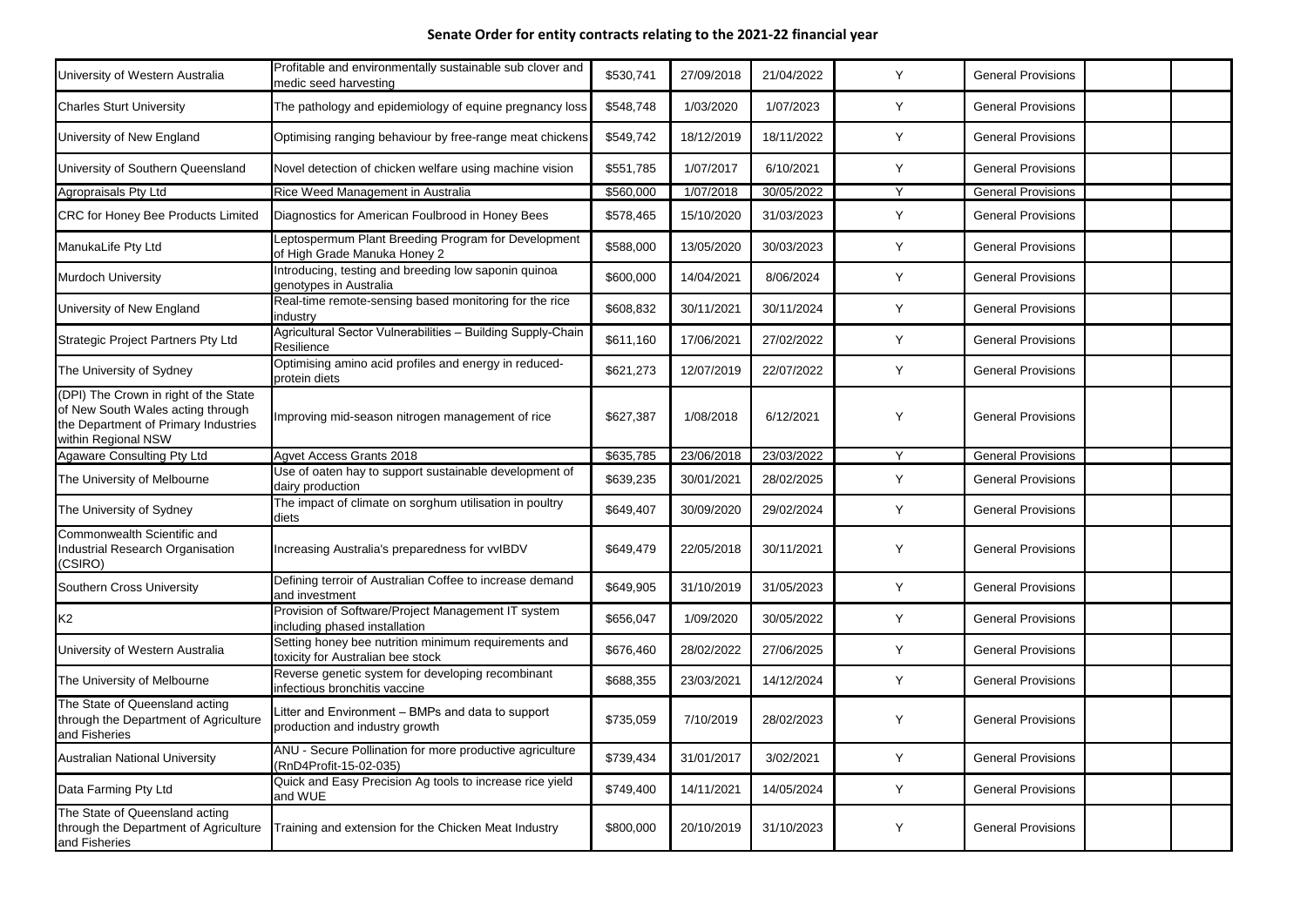## Senate Order for entity contracts relating to the 2021-22 financial year

| | | | | | | | | |
|---|---|---|---|---|---|---|---|---|
| University of Western Australia | Profitable and environmentally sustainable sub clover and medic seed harvesting | $530,741 | 27/09/2018 | 21/04/2022 | Y | General Provisions | | |
| Charles Sturt University | The pathology and epidemiology of equine pregnancy loss | $548,748 | 1/03/2020 | 1/07/2023 | Y | General Provisions | | |
| University of New England | Optimising ranging behaviour by free-range meat chickens | $549,742 | 18/12/2019 | 18/11/2022 | Y | General Provisions | | |
| University of Southern Queensland | Novel detection of chicken welfare using machine vision | $551,785 | 1/07/2017 | 6/10/2021 | Y | General Provisions | | |
| Agropraisals Pty Ltd | Rice Weed Management in Australia | $560,000 | 1/07/2018 | 30/05/2022 | Y | General Provisions | | |
| CRC for Honey Bee Products Limited | Diagnostics for American Foulbrood in Honey Bees | $578,465 | 15/10/2020 | 31/03/2023 | Y | General Provisions | | |
| ManukaLife Pty Ltd | Leptospermum Plant Breeding Program for Development of High Grade Manuka Honey 2 | $588,000 | 13/05/2020 | 30/03/2023 | Y | General Provisions | | |
| Murdoch University | Introducing, testing and breeding low saponin quinoa genotypes in Australia | $600,000 | 14/04/2021 | 8/06/2024 | Y | General Provisions | | |
| University of New England | Real-time remote-sensing based monitoring for the rice industry | $608,832 | 30/11/2021 | 30/11/2024 | Y | General Provisions | | |
| Strategic Project Partners Pty Ltd | Agricultural Sector Vulnerabilities – Building Supply-Chain Resilience | $611,160 | 17/06/2021 | 27/02/2022 | Y | General Provisions | | |
| The University of Sydney | Optimising amino acid profiles and energy in reduced-protein diets | $621,273 | 12/07/2019 | 22/07/2022 | Y | General Provisions | | |
| (DPI) The Crown in right of the State of New South Wales acting through the Department of Primary Industries within Regional NSW | Improving mid-season nitrogen management of rice | $627,387 | 1/08/2018 | 6/12/2021 | Y | General Provisions | | |
| Agaware Consulting Pty Ltd | Agvet Access Grants 2018 | $635,785 | 23/06/2018 | 23/03/2022 | Y | General Provisions | | |
| The University of Melbourne | Use of oaten hay to support sustainable development of dairy production | $639,235 | 30/01/2021 | 28/02/2025 | Y | General Provisions | | |
| The University of Sydney | The impact of climate on sorghum utilisation in poultry diets | $649,407 | 30/09/2020 | 29/02/2024 | Y | General Provisions | | |
| Commonwealth Scientific and Industrial Research Organisation (CSIRO) | Increasing Australia's preparedness for vvIBDV | $649,479 | 22/05/2018 | 30/11/2021 | Y | General Provisions | | |
| Southern Cross University | Defining terroir of Australian Coffee to increase demand and investment | $649,905 | 31/10/2019 | 31/05/2023 | Y | General Provisions | | |
| K2 | Provision of Software/Project Management IT system including phased installation | $656,047 | 1/09/2020 | 30/05/2022 | Y | General Provisions | | |
| University of Western Australia | Setting honey bee nutrition minimum requirements and toxicity for Australian bee stock | $676,460 | 28/02/2022 | 27/06/2025 | Y | General Provisions | | |
| The University of Melbourne | Reverse genetic system for developing recombinant infectious bronchitis vaccine | $688,355 | 23/03/2021 | 14/12/2024 | Y | General Provisions | | |
| The State of Queensland acting through the Department of Agriculture and Fisheries | Litter and Environment – BMPs and data to support production and industry growth | $735,059 | 7/10/2019 | 28/02/2023 | Y | General Provisions | | |
| Australian National University | ANU - Secure Pollination for more productive agriculture (RnD4Profit-15-02-035) | $739,434 | 31/01/2017 | 3/02/2021 | Y | General Provisions | | |
| Data Farming Pty Ltd | Quick and Easy Precision Ag tools to increase rice yield and WUE | $749,400 | 14/11/2021 | 14/05/2024 | Y | General Provisions | | |
| The State of Queensland acting through the Department of Agriculture and Fisheries | Training and extension for the Chicken Meat Industry | $800,000 | 20/10/2019 | 31/10/2023 | Y | General Provisions | | |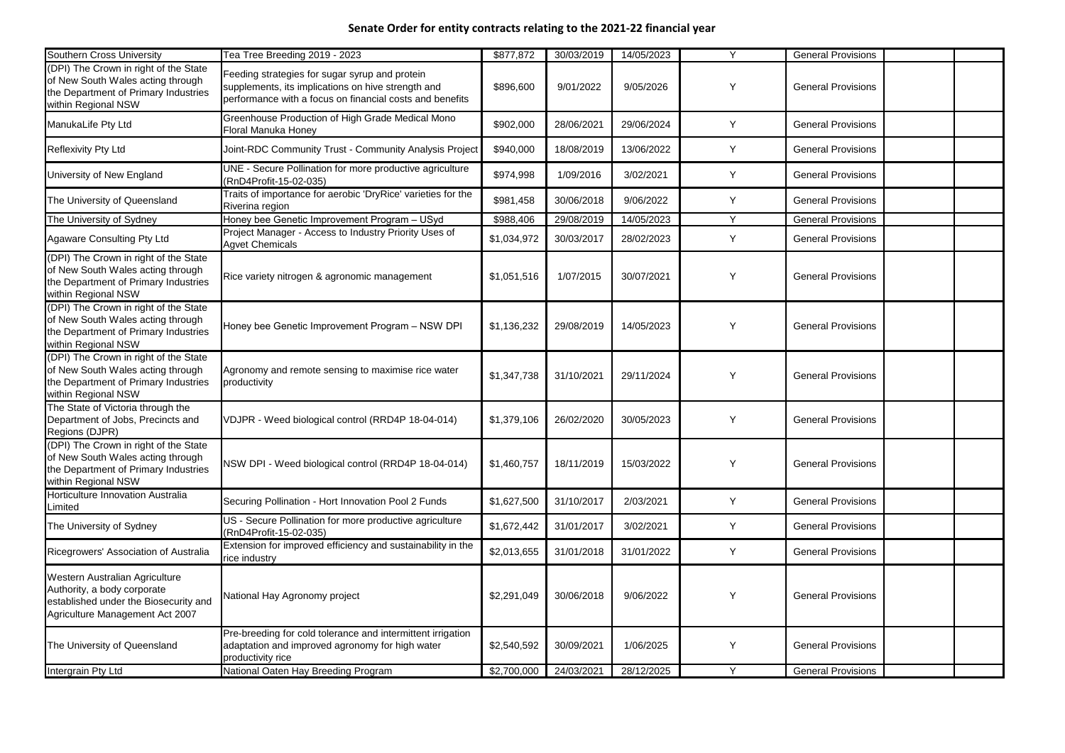# Senate Order for entity contracts relating to the 2021-22 financial year

| | | | | | | | | |
|---|---|---|---|---|---|---|---|---|
| Southern Cross University | Tea Tree Breeding 2019 - 2023 | $877,872 | 30/03/2019 | 14/05/2023 | Y | General Provisions | | |
| (DPI) The Crown in right of the State of New South Wales acting through the Department of Primary Industries within Regional NSW | Feeding strategies for sugar syrup and protein supplements, its implications on hive strength and performance with a focus on financial costs and benefits | $896,600 | 9/01/2022 | 9/05/2026 | Y | General Provisions | | |
| ManukaLife Pty Ltd | Greenhouse Production of High Grade Medical Mono Floral Manuka Honey | $902,000 | 28/06/2021 | 29/06/2024 | Y | General Provisions | | |
| Reflexivity Pty Ltd | Joint-RDC Community Trust - Community Analysis Project | $940,000 | 18/08/2019 | 13/06/2022 | Y | General Provisions | | |
| University of New England | UNE - Secure Pollination for more productive agriculture (RnD4Profit-15-02-035) | $974,998 | 1/09/2016 | 3/02/2021 | Y | General Provisions | | |
| The University of Queensland | Traits of importance for aerobic 'DryRice' varieties for the Riverina region | $981,458 | 30/06/2018 | 9/06/2022 | Y | General Provisions | | |
| The University of Sydney | Honey bee Genetic Improvement Program – USyd | $988,406 | 29/08/2019 | 14/05/2023 | Y | General Provisions | | |
| Agaware Consulting Pty Ltd | Project Manager - Access to Industry Priority Uses of Agvet Chemicals | $1,034,972 | 30/03/2017 | 28/02/2023 | Y | General Provisions | | |
| (DPI) The Crown in right of the State of New South Wales acting through the Department of Primary Industries within Regional NSW | Rice variety nitrogen & agronomic management | $1,051,516 | 1/07/2015 | 30/07/2021 | Y | General Provisions | | |
| (DPI) The Crown in right of the State of New South Wales acting through the Department of Primary Industries within Regional NSW | Honey bee Genetic Improvement Program – NSW DPI | $1,136,232 | 29/08/2019 | 14/05/2023 | Y | General Provisions | | |
| (DPI) The Crown in right of the State of New South Wales acting through the Department of Primary Industries within Regional NSW | Agronomy and remote sensing to maximise rice water productivity | $1,347,738 | 31/10/2021 | 29/11/2024 | Y | General Provisions | | |
| The State of Victoria through the Department of Jobs, Precincts and Regions (DJPR) | VDJPR - Weed biological control (RRD4P 18-04-014) | $1,379,106 | 26/02/2020 | 30/05/2023 | Y | General Provisions | | |
| (DPI) The Crown in right of the State of New South Wales acting through the Department of Primary Industries within Regional NSW | NSW DPI - Weed biological control (RRD4P 18-04-014) | $1,460,757 | 18/11/2019 | 15/03/2022 | Y | General Provisions | | |
| Horticulture Innovation Australia Limited | Securing Pollination - Hort Innovation Pool 2 Funds | $1,627,500 | 31/10/2017 | 2/03/2021 | Y | General Provisions | | |
| The University of Sydney | US - Secure Pollination for more productive agriculture (RnD4Profit-15-02-035) | $1,672,442 | 31/01/2017 | 3/02/2021 | Y | General Provisions | | |
| Ricegrowers' Association of Australia | Extension for improved efficiency and sustainability in the rice industry | $2,013,655 | 31/01/2018 | 31/01/2022 | Y | General Provisions | | |
| Western Australian Agriculture Authority, a body corporate established under the Biosecurity and Agriculture Management Act 2007 | National Hay Agronomy project | $2,291,049 | 30/06/2018 | 9/06/2022 | Y | General Provisions | | |
| The University of Queensland | Pre-breeding for cold tolerance and intermittent irrigation adaptation and improved agronomy for high water productivity rice | $2,540,592 | 30/09/2021 | 1/06/2025 | Y | General Provisions | | |
| Intergrain Pty Ltd | National Oaten Hay Breeding Program | $2,700,000 | 24/03/2021 | 28/12/2025 | Y | General Provisions | | |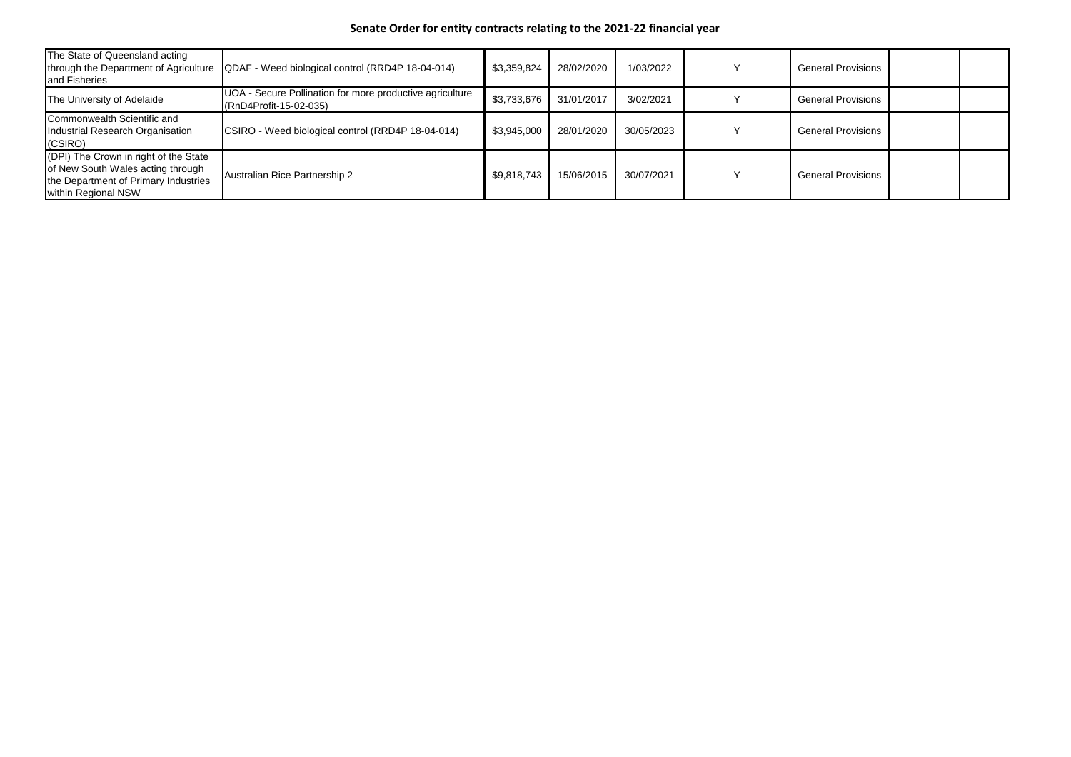**Senate Order for entity contracts relating to the 2021-22 financial year**

| | | | | | | | | |
|---|---|---|---|---|---|---|---|---|
| The State of Queensland acting through the Department of Agriculture and Fisheries | QDAF - Weed biological control (RRD4P 18-04-014) | $3,359,824 | 28/02/2020 | 1/03/2022 | Y | General Provisions | | |
| The University of Adelaide | UOA - Secure Pollination for more productive agriculture (RnD4Profit-15-02-035) | $3,733,676 | 31/01/2017 | 3/02/2021 | Y | General Provisions | | |
| Commonwealth Scientific and Industrial Research Organisation (CSIRO) | CSIRO - Weed biological control (RRD4P 18-04-014) | $3,945,000 | 28/01/2020 | 30/05/2023 | Y | General Provisions | | |
| (DPI) The Crown in right of the State of New South Wales acting through the Department of Primary Industries within Regional NSW | Australian Rice Partnership 2 | $9,818,743 | 15/06/2015 | 30/07/2021 | Y | General Provisions | | |